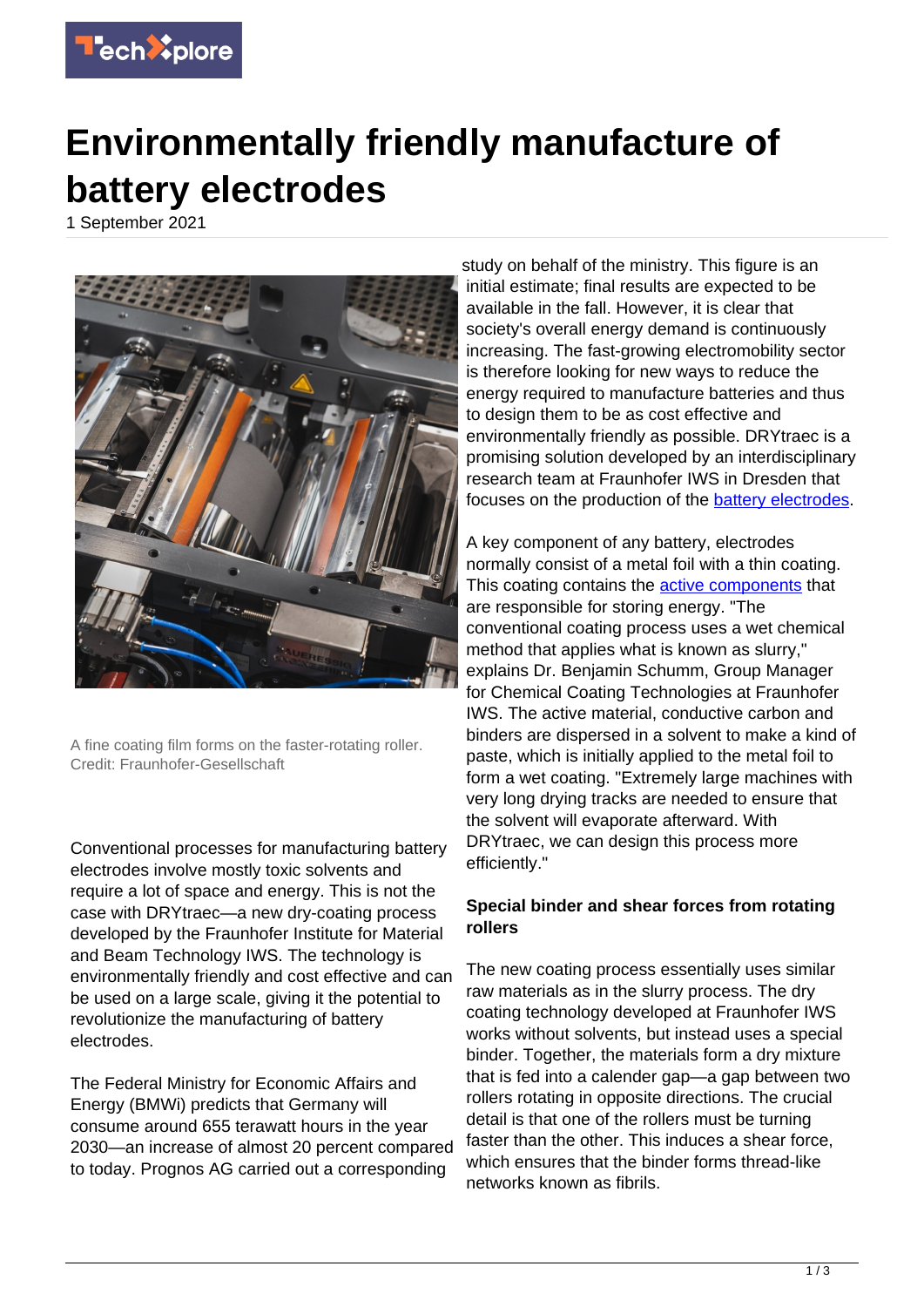# Environmentally friendly manufacture of battery electrodes

1 September 2021

A fine coating film forms on the faster-rotating roller. Credit: Fraunhofer-Gesellschaft

Conventional processes for manufacturing battery electrodes involve mostly toxic solvents and require a lot of space and energy. This is not the case with DRYtraec—a new dry-coating process developed by the Fraunhofer Institute for Material and Beam Technology IWS. The technology is environmentally friendly and cost effective and can be used on a large scale, giving it the potential to revolutionize the manufacturing of battery electrodes.

The Federal Ministry for Economic Affairs and Energy (BMWi) predicts that Germany will consume around 655 terawatt hours in the year 2030—an increase of almost 20 percent compared to today. Prognos AG carried out a corresponding study on behalf of the ministry. This figure is an initial estimate; final results are expected to be available in the fall. However, it is clear that society's overall energy demand is continuously increasing. The fast-growing electromobility sector is therefore looking for new ways to reduce the energy required to manufacture batteries and thus to design them to be as cost effective and environmentally friendly as possible. DRYtraec is a promising solution developed by an interdisciplinary research team at Fraunhofer IWS in Dresden that focuses on the production of the battery electrodes.

A key component of any battery, electrodes normally consist of a metal foil with a thin coating. This coating contains the active components that are responsible for storing energy. "The conventional coating process uses a wet chemical method that applies what is known as slurry," explains Dr. Benjamin Schumm, Group Manager for Chemical Coating Technologies at Fraunhofer IWS. The active material, conductive carbon and binders are dispersed in a solvent to make a kind of paste, which is initially applied to the metal foil to form a wet coating. "Extremely large machines with very long drying tracks are needed to ensure that the solvent will evaporate afterward. With DRYtraec, we can design this process more efficiently."

### Special binder and shear forces from rotating rollers

The new coating process essentially uses similar raw materials as in the slurry process. The dry coating technology developed at Fraunhofer IWS works without solvents, but instead uses a special binder. Together, the materials form a dry mixture that is fed into a calender gap—a gap between two rollers rotating in opposite directions. The crucial detail is that one of the rollers must be turning faster than the other. This induces a shear force, which ensures that the binder forms thread-like networks known as fibrils.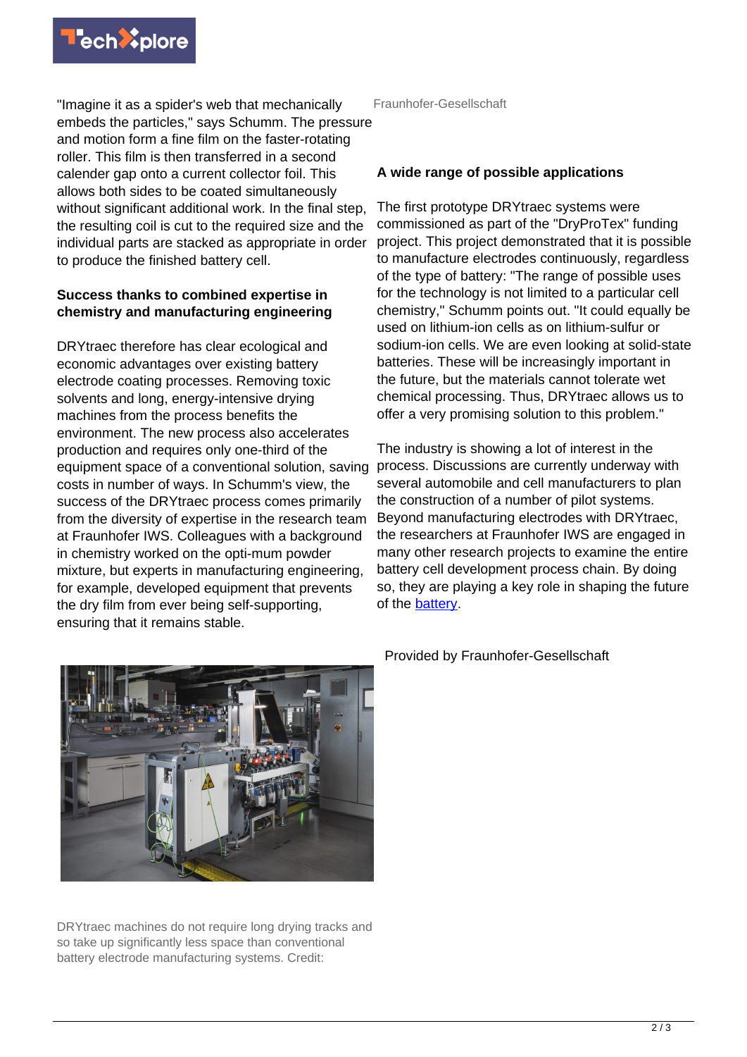"Imagine it as a spider's web that mechanically embeds the particles," says Schumm. The pressure and motion form a fine film on the faster-rotating roller. This film is then transferred in a second calender gap onto a current collector foil. This allows both sides to be coated simultaneously without significant additional work. In the final step, the resulting coil is cut to the required size and the individual parts are stacked as appropriate in order to produce the finished battery cell.

**Success thanks to combined expertise in chemistry and manufacturing engineering**

DRYtraec therefore has clear ecological and economic advantages over existing battery electrode coating processes. Removing toxic solvents and long, energy-intensive drying machines from the process benefits the environment. The new process also accelerates production and requires only one-third of the equipment space of a conventional solution, saving costs in number of ways. In Schumm's view, the success of the DRYtraec process comes primarily from the diversity of expertise in the research team at Fraunhofer IWS. Colleagues with a background in chemistry worked on the opti-mum powder mixture, but experts in manufacturing engineering, for example, developed equipment that prevents the dry film from ever being self-supporting, ensuring that it remains stable.

DRYtraec machines do not require long drying tracks and so take up significantly less space than conventional battery electrode manufacturing systems. Credit: Fraunhofer-Gesellschaft

**A wide range of possible applications**

The first prototype DRYtraec systems were commissioned as part of the "DryProTex" funding project. This project demonstrated that it is possible to manufacture electrodes continuously, regardless of the type of battery: "The range of possible uses for the technology is not limited to a particular cell chemistry," Schumm points out. "It could equally be used on lithium-ion cells as on lithium-sulfur or sodium-ion cells. We are even looking at solid-state batteries. These will be increasingly important in the future, but the materials cannot tolerate wet chemical processing. Thus, DRYtraec allows us to offer a very promising solution to this problem."

The industry is showing a lot of interest in the process. Discussions are currently underway with several automobile and cell manufacturers to plan the construction of a number of pilot systems. Beyond manufacturing electrodes with DRYtraec, the researchers at Fraunhofer IWS are engaged in many other research projects to examine the entire battery cell development process chain. By doing so, they are playing a key role in shaping the future of the battery.

Provided by Fraunhofer-Gesellschaft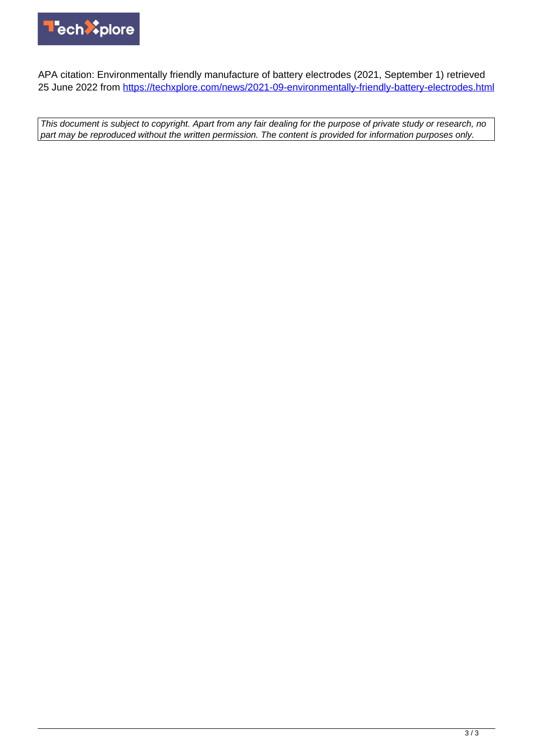APA citation: Environmentally friendly manufacture of battery electrodes (2021, September 1) retrieved 25 June 2022 from https://techxplore.com/news/2021-09-environmentally-friendly-battery-electrodes.html

*This document is subject to copyright. Apart from any fair dealing for the purpose of private study or research, no part may be reproduced without the written permission. The content is provided for information purposes only.*